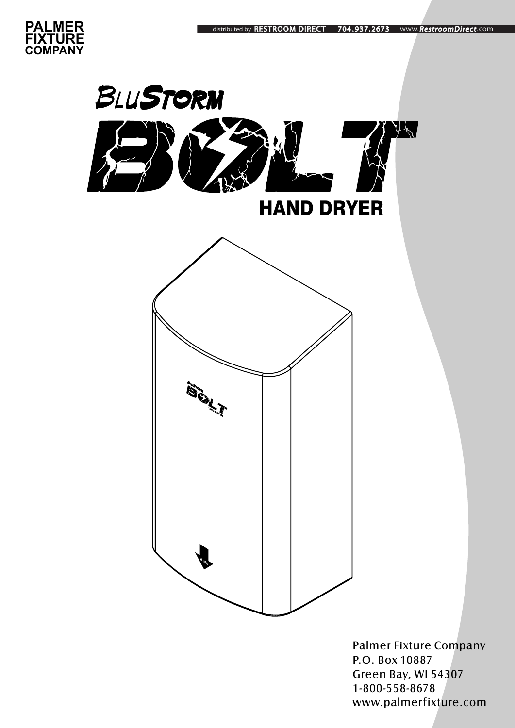**PALMER FIXTURE COMPANY**

distributed by **RESTROOM DIRECT** **704.937.2673** www.*RestroomDirect*.com

# BluStorm BOLT

## HAND DRYER

Palmer Fixture Company
P.O. Box 10887
Green Bay, WI 54307
1-800-558-8678
www.palmerfixture.com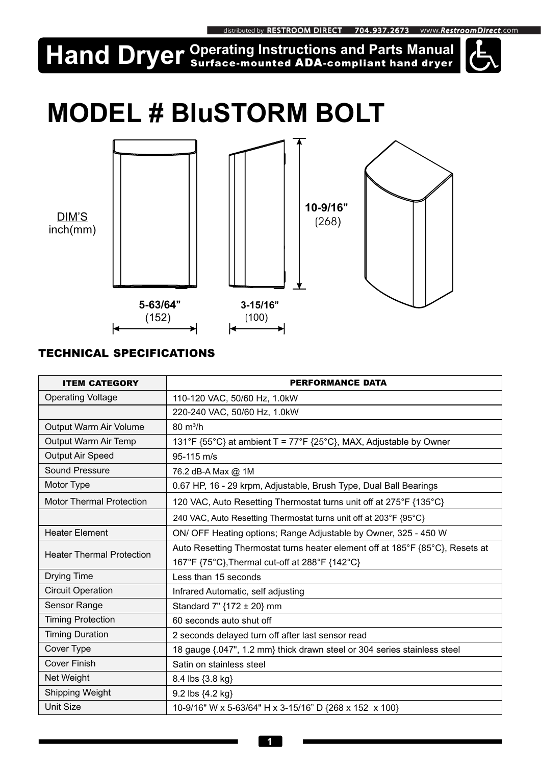distributed by RESTROOM DIRECT 704.937.2673 www.RestroomDirect.com

# Hand Dryer Operating Instructions and Parts Manual

Surface-mounted ADA-compliant hand dryer

# MODEL # BluSTORM BOLT

DIM'S
inch(mm)

10-9/16" (268)

5-63/64" (152)

3-15/16" (100)

## TECHNICAL SPECIFICATIONS

| ITEM CATEGORY | PERFORMANCE DATA |
|---|---|
| Operating Voltage | 110-120 VAC, 50/60 Hz, 1.0kW |
| | 220-240 VAC, 50/60 Hz, 1.0kW |
| Output Warm Air Volume | 80 m³/h |
| Output Warm Air Temp | 131°F {55°C} at ambient T = 77°F {25°C}, MAX, Adjustable by Owner |
| Output Air Speed | 95-115 m/s |
| Sound Pressure | 76.2 dB-A Max @ 1M |
| Motor Type | 0.67 HP, 16 - 29 krpm, Adjustable, Brush Type, Dual Ball Bearings |
| Motor Thermal Protection | 120 VAC, Auto Resetting Thermostat turns unit off at 275°F {135°C} |
| | 240 VAC, Auto Resetting Thermostat turns unit off at 203°F {95°C} |
| Heater Element | ON/ OFF Heating options; Range Adjustable by Owner, 325 - 450 W |
| Heater Thermal Protection | Auto Resetting Thermostat turns heater element off at 185°F {85°C}, Resets at 167°F {75°C},Thermal cut-off at 288°F {142°C} |
| Drying Time | Less than 15 seconds |
| Circuit Operation | Infrared Automatic, self adjusting |
| Sensor Range | Standard 7" {172 ± 20} mm |
| Timing Protection | 60 seconds auto shut off |
| Timing Duration | 2 seconds delayed turn off after last sensor read |
| Cover Type | 18 gauge {.047", 1.2 mm} thick drawn steel or 304 series stainless steel |
| Cover Finish | Satin on stainless steel |
| Net Weight | 8.4 lbs {3.8 kg} |
| Shipping Weight | 9.2 lbs {4.2 kg} |
| Unit Size | 10-9/16" W x 5-63/64" H x 3-15/16" D {268 x 152 x 100} |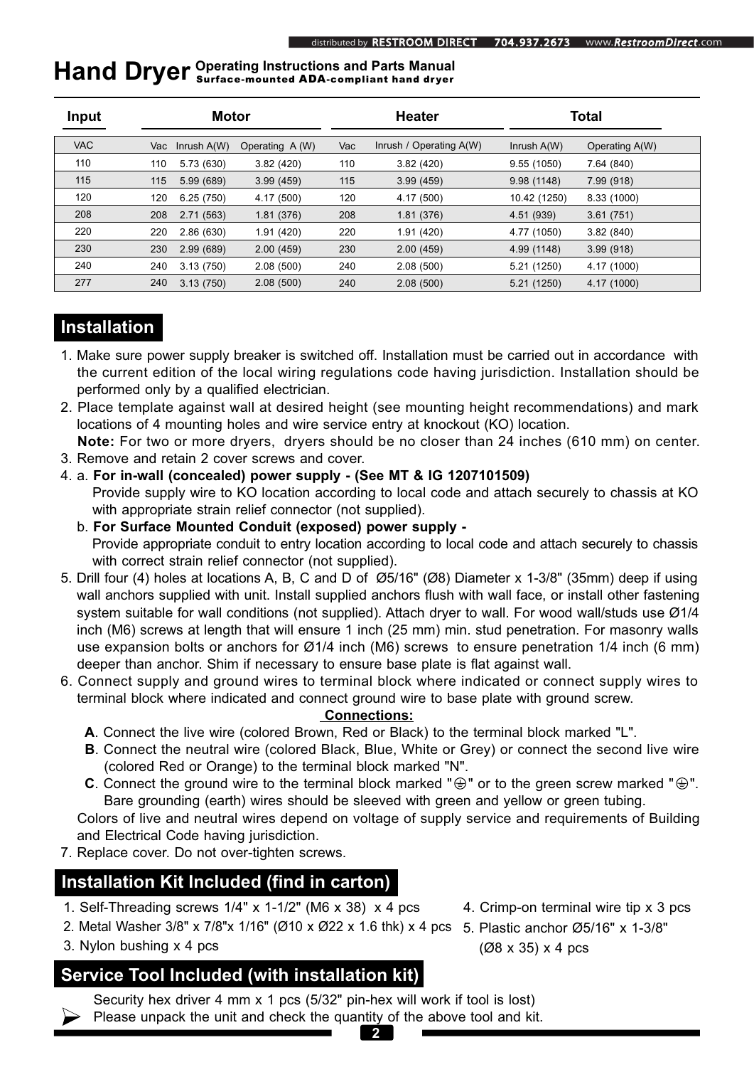# Hand Dryer

**Operating Instructions and Parts Manual**
**Surface-mounted ADA-compliant hand dryer**

| Input | Motor | | | Heater | | Total | |
|---|---|---|---|---|---|---|---|
| VAC | Vac | Inrush A(W) | Operating A (W) | Vac | Inrush / Operating A(W) | Inrush A(W) | Operating A(W) |
| 110 | 110 | 5.73 (630) | 3.82 (420) | 110 | 3.82 (420) | 9.55 (1050) | 7.64 (840) |
| 115 | 115 | 5.99 (689) | 3.99 (459) | 115 | 3.99 (459) | 9.98 (1148) | 7.99 (918) |
| 120 | 120 | 6.25 (750) | 4.17 (500) | 120 | 4.17 (500) | 10.42 (1250) | 8.33 (1000) |
| 208 | 208 | 2.71 (563) | 1.81 (376) | 208 | 1.81 (376) | 4.51 (939) | 3.61 (751) |
| 220 | 220 | 2.86 (630) | 1.91 (420) | 220 | 1.91 (420) | 4.77 (1050) | 3.82 (840) |
| 230 | 230 | 2.99 (689) | 2.00 (459) | 230 | 2.00 (459) | 4.99 (1148) | 3.99 (918) |
| 240 | 240 | 3.13 (750) | 2.08 (500) | 240 | 2.08 (500) | 5.21 (1250) | 4.17 (1000) |
| 277 | 240 | 3.13 (750) | 2.08 (500) | 240 | 2.08 (500) | 5.21 (1250) | 4.17 (1000) |

## Installation

1. Make sure power supply breaker is switched off. Installation must be carried out in accordance with the current edition of the local wiring regulations code having jurisdiction. Installation should be performed only by a qualified electrician.
2. Place template against wall at desired height (see mounting height recommendations) and mark locations of 4 mounting holes and wire service entry at knockout (KO) location.
   **Note:** For two or more dryers, dryers should be no closer than 24 inches (610 mm) on center.
3. Remove and retain 2 cover screws and cover.
4. a. **For in-wall (concealed) power supply - (See MT & IG 1207101509)**
   Provide supply wire to KO location according to local code and attach securely to chassis at KO with appropriate strain relief connector (not supplied).
   b. **For Surface Mounted Conduit (exposed) power supply -**
   Provide appropriate conduit to entry location according to local code and attach securely to chassis with correct strain relief connector (not supplied).
5. Drill four (4) holes at locations A, B, C and D of Ø5/16" (Ø8) Diameter x 1-3/8" (35mm) deep if using wall anchors supplied with unit. Install supplied anchors flush with wall face, or install other fastening system suitable for wall conditions (not supplied). Attach dryer to wall. For wood wall/studs use Ø1/4 inch (M6) screws at length that will ensure 1 inch (25 mm) min. stud penetration. For masonry walls use expansion bolts or anchors for Ø1/4 inch (M6) screws to ensure penetration 1/4 inch (6 mm) deeper than anchor. Shim if necessary to ensure base plate is flat against wall.
6. Connect supply and ground wires to terminal block where indicated or connect supply wires to terminal block where indicated and connect ground wire to base plate with ground screw.

   **Connections:**

   **A**. Connect the live wire (colored Brown, Red or Black) to the terminal block marked "L".
   **B**. Connect the neutral wire (colored Black, Blue, White or Grey) or connect the second live wire (colored Red or Orange) to the terminal block marked "N".
   **C**. Connect the ground wire to the terminal block marked "⊜" or to the green screw marked "⊜". Bare grounding (earth) wires should be sleeved with green and yellow or green tubing.

   Colors of live and neutral wires depend on voltage of supply service and requirements of Building and Electrical Code having jurisdiction.
7. Replace cover. Do not over-tighten screws.

## Installation Kit Included (find in carton)

1. Self-Threading screws 1/4" x 1-1/2" (M6 x 38) x 4 pcs
2. Metal Washer 3/8" x 7/8"x 1/16" (Ø10 x Ø22 x 1.6 thk) x 4 pcs
3. Nylon bushing x 4 pcs
4. Crimp-on terminal wire tip x 3 pcs
5. Plastic anchor Ø5/16" x 1-3/8" (Ø8 x 35) x 4 pcs

## Service Tool Included (with installation kit)

Security hex driver 4 mm x 1 pcs (5/32" pin-hex will work if tool is lost)

➢ Please unpack the unit and check the quantity of the above tool and kit.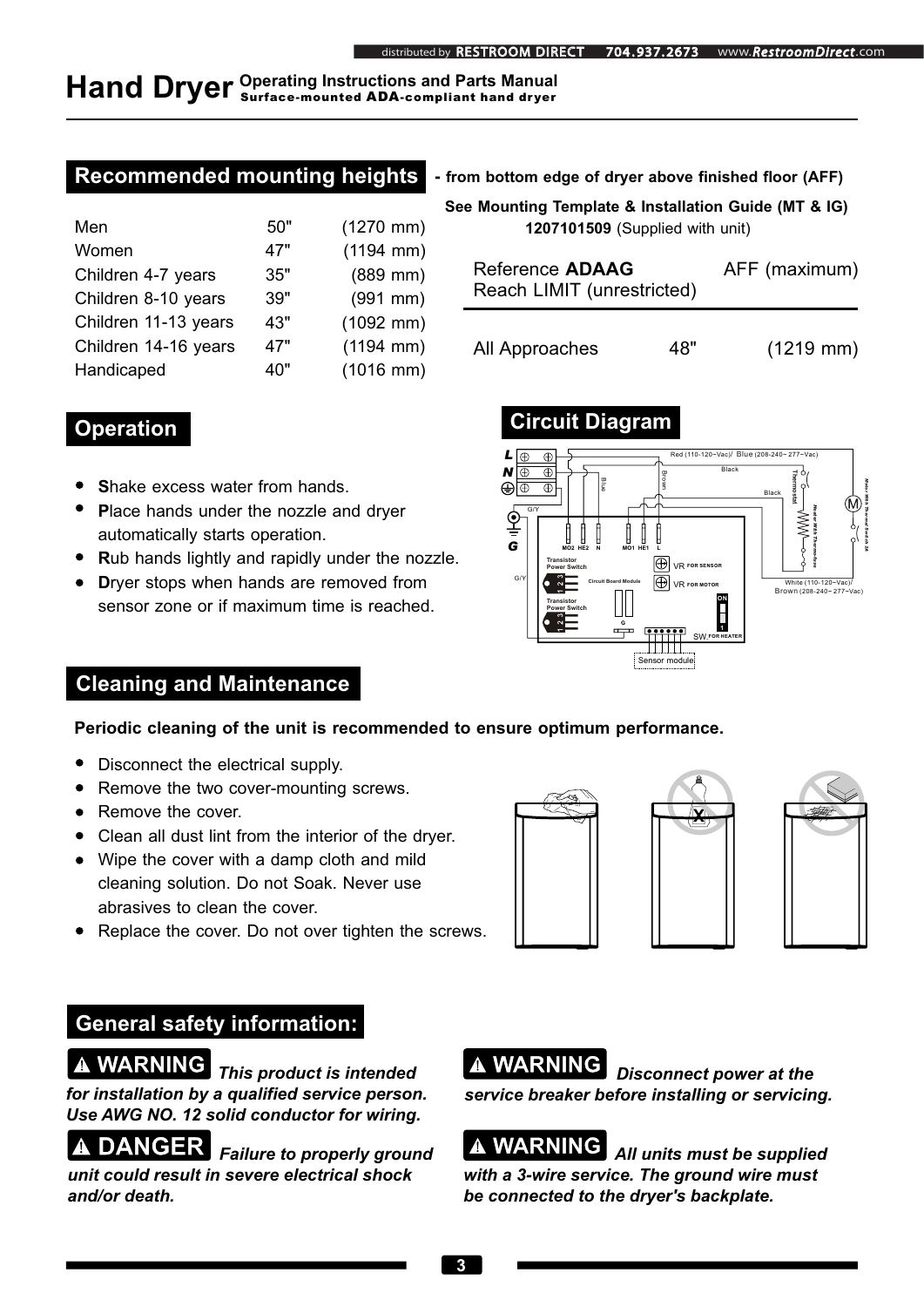# Hand Dryer Operating Instructions and Parts Manual

**Surface-mounted ADA-compliant hand dryer**

## Recommended mounting heights

**- from bottom edge of dryer above finished floor (AFF)**

| | | |
|---|---|---|
| Men | 50" | (1270 mm) |
| Women | 47" | (1194 mm) |
| Children 4-7 years | 35" | (889 mm) |
| Children 8-10 years | 39" | (991 mm) |
| Children 11-13 years | 43" | (1092 mm) |
| Children 14-16 years | 47" | (1194 mm) |
| Handicaped | 40" | (1016 mm) |

**See Mounting Template & Installation Guide (MT & IG)**
**1207101509** (Supplied with unit)

| Reference **ADAAG** Reach LIMIT (unrestricted) | | AFF (maximum) |
|---|---|---|
| All Approaches | 48" | (1219 mm) |

## Operation

- **S**hake excess water from hands.
- **P**lace hands under the nozzle and dryer automatically starts operation.
- **R**ub hands lightly and rapidly under the nozzle.
- **D**ryer stops when hands are removed from sensor zone or if maximum time is reached.

## Circuit Diagram

## Cleaning and Maintenance

**Periodic cleaning of the unit is recommended to ensure optimum performance.**

- Disconnect the electrical supply.
- Remove the two cover-mounting screws.
- Remove the cover.
- Clean all dust lint from the interior of the dryer.
- Wipe the cover with a damp cloth and mild cleaning solution. Do not Soak. Never use abrasives to clean the cover.
- Replace the cover. Do not over tighten the screws.

## General safety information:

**⚠ WARNING** ***This product is intended for installation by a qualified service person. Use AWG NO. 12 solid conductor for wiring.***

**⚠ DANGER** ***Failure to properly ground unit could result in severe electrical shock and/or death.***

**⚠ WARNING** ***Disconnect power at the service breaker before installing or servicing.***

**⚠ WARNING** ***All units must be supplied with a 3-wire service. The ground wire must be connected to the dryer's backplate.***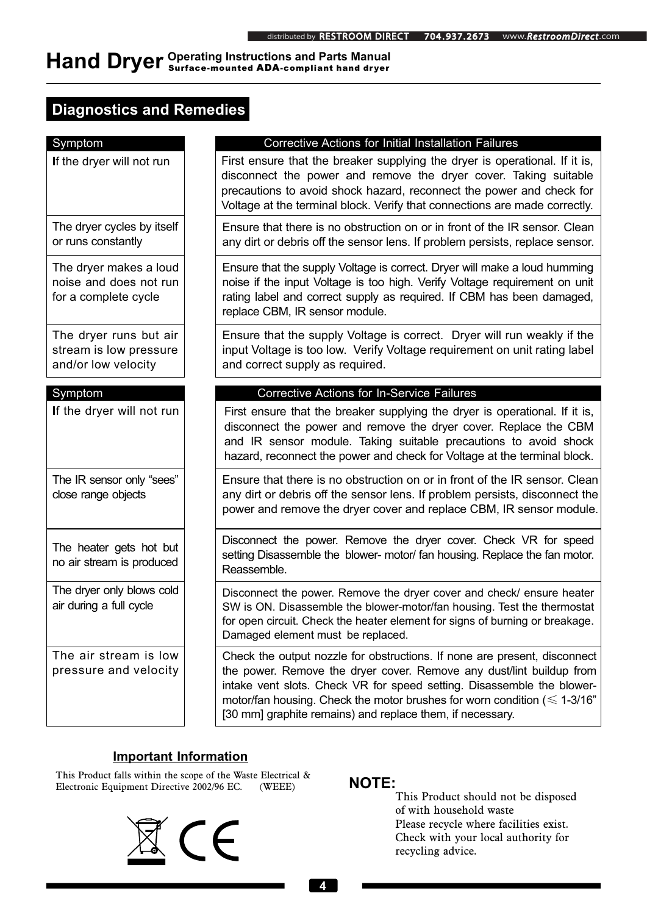## Diagnostics and Remedies

| Symptom | Corrective Actions for Initial Installation Failures |
| --- | --- |
| If the dryer will not run | First ensure that the breaker supplying the dryer is operational. If it is, disconnect the power and remove the dryer cover. Taking suitable precautions to avoid shock hazard, reconnect the power and check for Voltage at the terminal block. Verify that connections are made correctly. |
| The dryer cycles by itself or runs constantly | Ensure that there is no obstruction on or in front of the IR sensor. Clean any dirt or debris off the sensor lens. If problem persists, replace sensor. |
| The dryer makes a loud noise and does not run for a complete cycle | Ensure that the supply Voltage is correct. Dryer will make a loud humming noise if the input Voltage is too high. Verify Voltage requirement on unit rating label and correct supply as required. If CBM has been damaged, replace CBM, IR sensor module. |
| The dryer runs but air stream is low pressure and/or low velocity | Ensure that the supply Voltage is correct. Dryer will run weakly if the input Voltage is too low. Verify Voltage requirement on unit rating label and correct supply as required. |

| Symptom | Corrective Actions for In-Service Failures |
| --- | --- |
| If the dryer will not run | First ensure that the breaker supplying the dryer is operational. If it is, disconnect the power and remove the dryer cover. Replace the CBM and IR sensor module. Taking suitable precautions to avoid shock hazard, reconnect the power and check for Voltage at the terminal block. |
| The IR sensor only "sees" close range objects | Ensure that there is no obstruction on or in front of the IR sensor. Clean any dirt or debris off the sensor lens. If problem persists, disconnect the power and remove the dryer cover and replace CBM, IR sensor module. |
| The heater gets hot but no air stream is produced | Disconnect the power. Remove the dryer cover. Check VR for speed setting Disassemble the blower- motor/ fan housing. Replace the fan motor. Reassemble. |
| The dryer only blows cold air during a full cycle | Disconnect the power. Remove the dryer cover and check/ ensure heater SW is ON. Disassemble the blower-motor/fan housing. Test the thermostat for open circuit. Check the heater element for signs of burning or breakage. Damaged element must be replaced. |
| The air stream is low pressure and velocity | Check the output nozzle for obstructions. If none are present, disconnect the power. Remove the dryer cover. Remove any dust/lint buildup from intake vent slots. Check VR for speed setting. Disassemble the blower-motor/fan housing. Check the motor brushes for worn condition (≤ 1-3/16" [30 mm] graphite remains) and replace them, if necessary. |

### Important Information

This Product falls within the scope of the Waste Electrical & Electronic Equipment Directive 2002/96 EC. (WEEE)

**NOTE:**

This Product should not be disposed of with household waste
Please recycle where facilities exist.
Check with your local authority for recycling advice.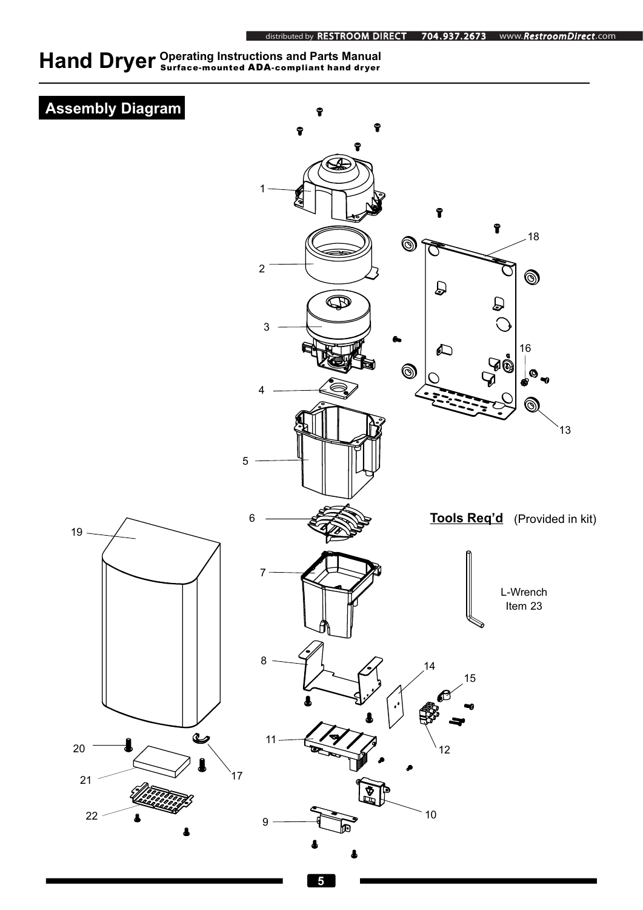# Hand Dryer Operating Instructions and Parts Manual

Surface-mounted ADA-compliant hand dryer

## Assembly Diagram

1

2

3

4

5

6

7

8

9

10

11

12

13

14

15

16

17

18

19

20

21

22

**Tools Req'd** (Provided in kit)

L-Wrench
Item 23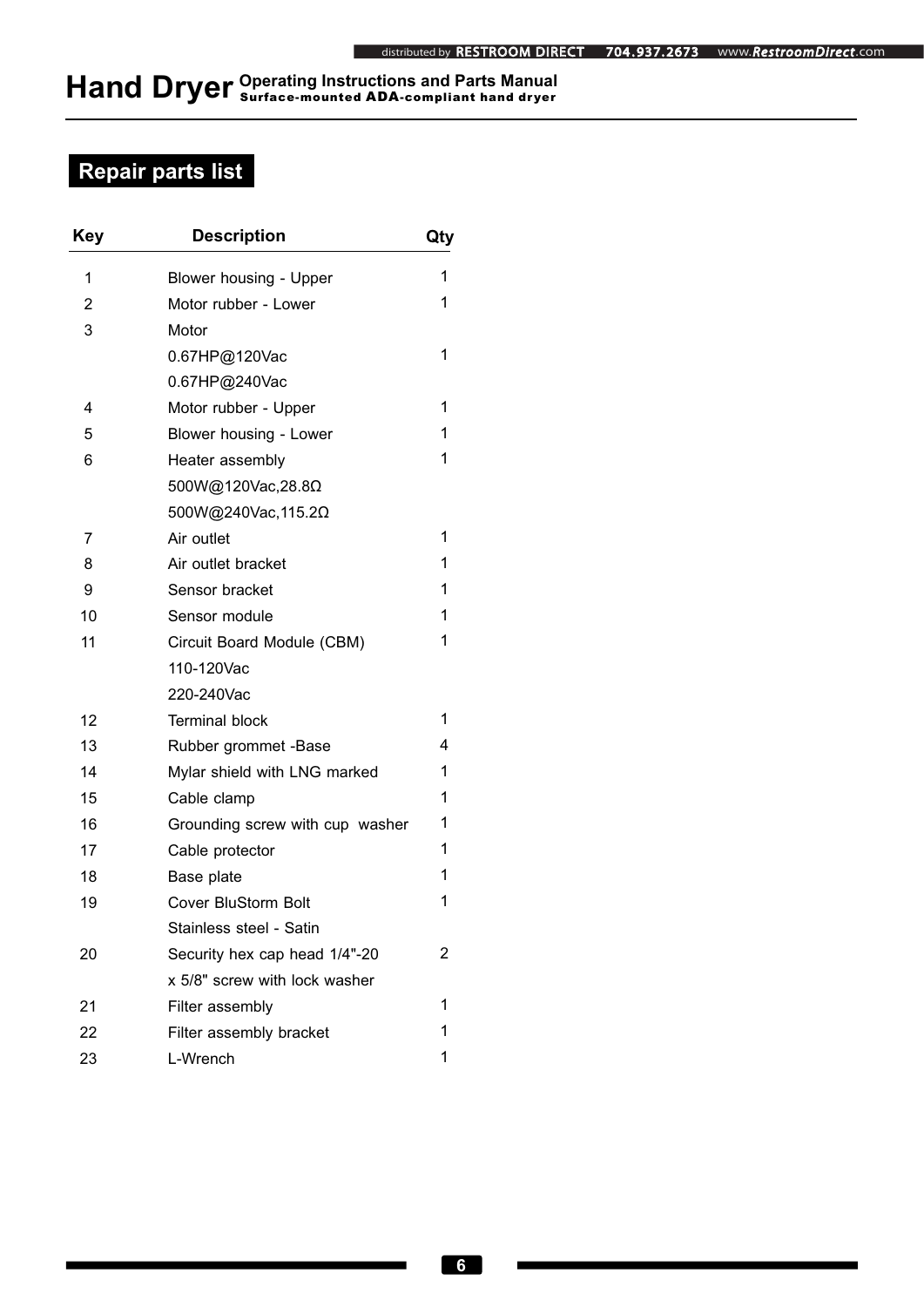# Hand Dryer Operating Instructions and Parts Manual

**Surface-mounted ADA-compliant hand dryer**

## Repair parts list

| Key | Description | Qty |
|---|---|---|
| 1 | Blower housing - Upper | 1 |
| 2 | Motor rubber - Lower | 1 |
| 3 | Motor | |
| | 0.67HP@120Vac | 1 |
| | 0.67HP@240Vac | |
| 4 | Motor rubber - Upper | 1 |
| 5 | Blower housing - Lower | 1 |
| 6 | Heater assembly | 1 |
| | 500W@120Vac,28.8Ω | |
| | 500W@240Vac,115.2Ω | |
| 7 | Air outlet | 1 |
| 8 | Air outlet bracket | 1 |
| 9 | Sensor bracket | 1 |
| 10 | Sensor module | 1 |
| 11 | Circuit Board Module (CBM) | 1 |
| | 110-120Vac | |
| | 220-240Vac | |
| 12 | Terminal block | 1 |
| 13 | Rubber grommet -Base | 4 |
| 14 | Mylar shield with LNG marked | 1 |
| 15 | Cable clamp | 1 |
| 16 | Grounding screw with cup washer | 1 |
| 17 | Cable protector | 1 |
| 18 | Base plate | 1 |
| 19 | Cover BluStorm Bolt | 1 |
| | Stainless steel - Satin | |
| 20 | Security hex cap head 1/4"-20 | 2 |
| | x 5/8" screw with lock washer | |
| 21 | Filter assembly | 1 |
| 22 | Filter assembly bracket | 1 |
| 23 | L-Wrench | 1 |